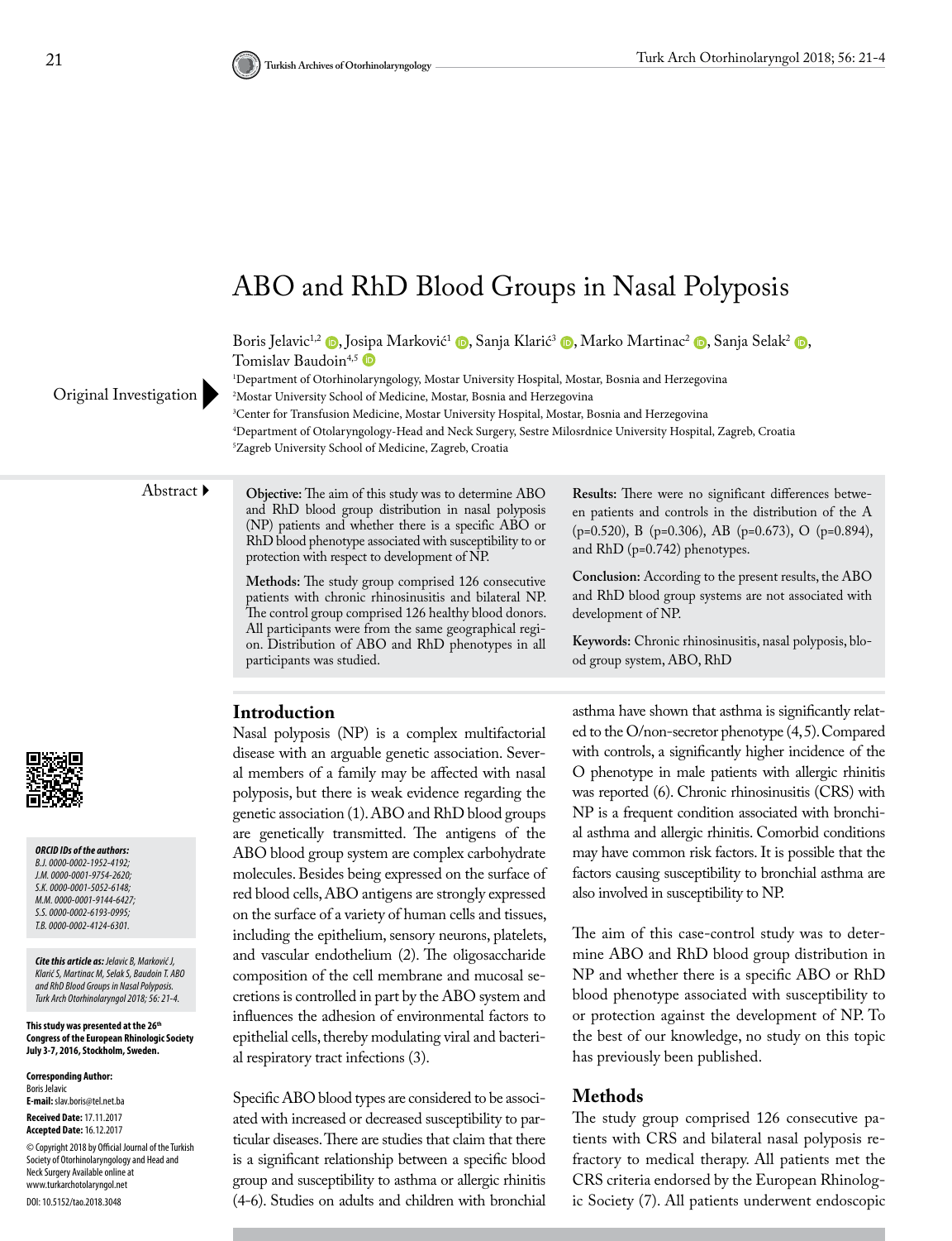# ABO and RhD Blood Groups in Nasal Polyposis

Boris Jelavic[1,2], Josipa Marković[1], Sanja Klarić[3], Marko Martinac[2], Sanja Selak[2], Tomislav Baudoin[4,5]

[1]Department of Otorhinolaryngology, Mostar University Hospital, Mostar, Bosnia and Herzegovina
[2]Mostar University School of Medicine, Mostar, Bosnia and Herzegovina
[3]Center for Transfusion Medicine, Mostar University Hospital, Mostar, Bosnia and Herzegovina
[4]Department of Otolaryngology-Head and Neck Surgery, Sestre Milosrdnice University Hospital, Zagreb, Croatia
[5]Zagreb University School of Medicine, Zagreb, Croatia

Original Investigation

## Abstract

**Objective:** The aim of this study was to determine ABO and RhD blood group distribution in nasal polyposis (NP) patients and whether there is a specific ABO or RhD blood phenotype associated with susceptibility to or protection with respect to development of NP.

**Methods:** The study group comprised 126 consecutive patients with chronic rhinosinusitis and bilateral NP. The control group comprised 126 healthy blood donors. All participants were from the same geographical region. Distribution of ABO and RhD phenotypes in all participants was studied.

**Results:** There were no significant differences between patients and controls in the distribution of the A ($p=0.520$), B ($p=0.306$), AB ($p=0.673$), O ($p=0.894$), and RhD ($p=0.742$) phenotypes.

**Conclusion:** According to the present results, the ABO and RhD blood group systems are not associated with development of NP.

**Keywords:** Chronic rhinosinusitis, nasal polyposis, blood group system, ABO, RhD

*ORCID IDs of the authors:*
*B.J. 0000-0002-1952-4192;*
*J.M. 0000-0001-9754-2620;*
*S.K. 0000-0001-5052-6148;*
*M.M. 0000-0001-9144-6427;*
*S.S. 0000-0002-6193-0995;*
*T.B. 0000-0002-4124-6301.*

***Cite this article as:** Jelavic B, Marković J, Klarić S, Martinac M, Selak S, Baudoin T. ABO and RhD Blood Groups in Nasal Polyposis. Turk Arch Otorhinolaryngol 2018; 56: 21-4.*

**This study was presented at the 26th Congress of the European Rhinologic Society July 3-7, 2016, Stockholm, Sweden.**

**Corresponding Author:** Boris Jelavic
**E-mail:** slav.boris@tel.net.ba

**Received Date:** 17.11.2017
**Accepted Date:** 16.12.2017

© Copyright 2018 by Official Journal of the Turkish Society of Otorhinolaryngology and Head and Neck Surgery Available online at www.turkarchotolaryngol.net

DOI: 10.5152/tao.2018.3048

## Introduction

Nasal polyposis (NP) is a complex multifactorial disease with an arguable genetic association. Several members of a family may be affected with nasal polyposis, but there is weak evidence regarding the genetic association (1). ABO and RhD blood groups are genetically transmitted. The antigens of the ABO blood group system are complex carbohydrate molecules. Besides being expressed on the surface of red blood cells, ABO antigens are strongly expressed on the surface of a variety of human cells and tissues, including the epithelium, sensory neurons, platelets, and vascular endothelium (2). The oligosaccharide composition of the cell membrane and mucosal secretions is controlled in part by the ABO system and influences the adhesion of environmental factors to epithelial cells, thereby modulating viral and bacterial respiratory tract infections (3).

Specific ABO blood types are considered to be associated with increased or decreased susceptibility to particular diseases. There are studies that claim that there is a significant relationship between a specific blood group and susceptibility to asthma or allergic rhinitis (4-6). Studies on adults and children with bronchial asthma have shown that asthma is significantly related to the O/non-secretor phenotype (4, 5). Compared with controls, a significantly higher incidence of the O phenotype in male patients with allergic rhinitis was reported (6). Chronic rhinosinusitis (CRS) with NP is a frequent condition associated with bronchial asthma and allergic rhinitis. Comorbid conditions may have common risk factors. It is possible that the factors causing susceptibility to bronchial asthma are also involved in susceptibility to NP.

The aim of this case-control study was to determine ABO and RhD blood group distribution in NP and whether there is a specific ABO or RhD blood phenotype associated with susceptibility to or protection against the development of NP. To the best of our knowledge, no study on this topic has previously been published.

## Methods

The study group comprised 126 consecutive patients with CRS and bilateral nasal polyposis refractory to medical therapy. All patients met the CRS criteria endorsed by the European Rhinologic Society (7). All patients underwent endoscopic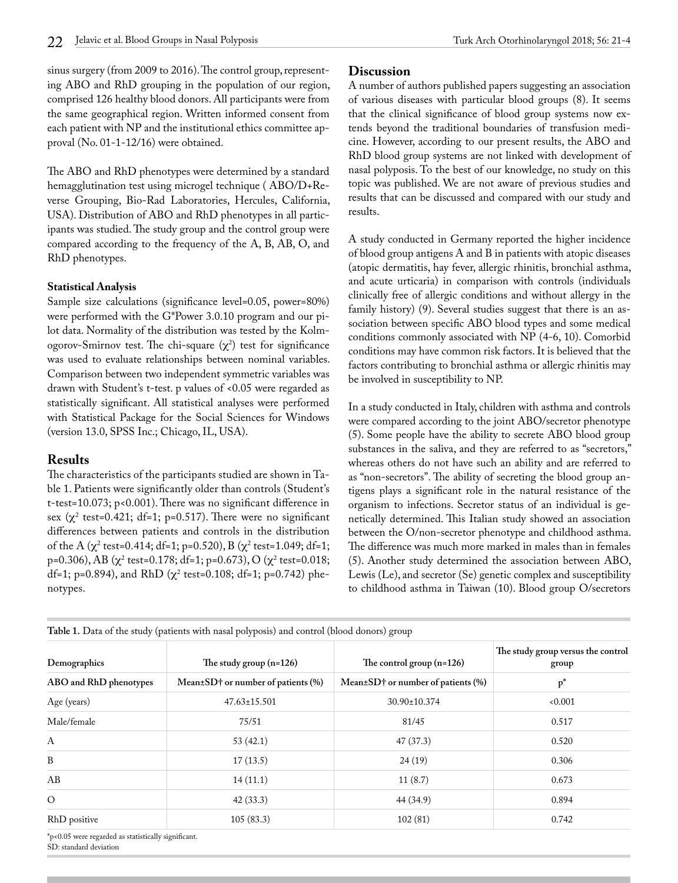sinus surgery (from 2009 to 2016). The control group, representing ABO and RhD grouping in the population of our region, comprised 126 healthy blood donors. All participants were from the same geographical region. Written informed consent from each patient with NP and the institutional ethics committee approval (No. 01-1-12/16) were obtained.

The ABO and RhD phenotypes were determined by a standard hemagglutination test using microgel technique ( ABO/D+Reverse Grouping, Bio-Rad Laboratories, Hercules, California, USA). Distribution of ABO and RhD phenotypes in all participants was studied. The study group and the control group were compared according to the frequency of the A, B, AB, O, and RhD phenotypes.

#### Statistical Analysis

Sample size calculations (significance level=0.05, power=80%) were performed with the G*Power 3.0.10 program and our pilot data. Normality of the distribution was tested by the Kolmogorov-Smirnov test. The chi-square ($\chi^2$) test for significance was used to evaluate relationships between nominal variables. Comparison between two independent symmetric variables was drawn with Student's t-test. p values of <0.05 were regarded as statistically significant. All statistical analyses were performed with Statistical Package for the Social Sciences for Windows (version 13.0, SPSS Inc.; Chicago, IL, USA).

## Results

The characteristics of the participants studied are shown in Table 1. Patients were significantly older than controls (Student's t-test=10.073; p<0.001). There was no significant difference in sex ($\chi^2$ test=0.421; df=1; p=0.517). There were no significant differences between patients and controls in the distribution of the A ($\chi^2$ test=0.414; df=1; p=0.520), B ($\chi^2$ test=1.049; df=1; p=0.306), AB ($\chi^2$ test=0.178; df=1; p=0.673), O ($\chi^2$ test=0.018; df=1; p=0.894), and RhD ($\chi^2$ test=0.108; df=1; p=0.742) phenotypes.

## Discussion

A number of authors published papers suggesting an association of various diseases with particular blood groups (8). It seems that the clinical significance of blood group systems now extends beyond the traditional boundaries of transfusion medicine. However, according to our present results, the ABO and RhD blood group systems are not linked with development of nasal polyposis. To the best of our knowledge, no study on this topic was published. We are not aware of previous studies and results that can be discussed and compared with our study and results.

A study conducted in Germany reported the higher incidence of blood group antigens A and B in patients with atopic diseases (atopic dermatitis, hay fever, allergic rhinitis, bronchial asthma, and acute urticaria) in comparison with controls (individuals clinically free of allergic conditions and without allergy in the family history) (9). Several studies suggest that there is an association between specific ABO blood types and some medical conditions commonly associated with NP (4-6, 10). Comorbid conditions may have common risk factors. It is believed that the factors contributing to bronchial asthma or allergic rhinitis may be involved in susceptibility to NP.

In a study conducted in Italy, children with asthma and controls were compared according to the joint ABO/secretor phenotype (5). Some people have the ability to secrete ABO blood group substances in the saliva, and they are referred to as "secretors," whereas others do not have such an ability and are referred to as "non-secretors". The ability of secreting the blood group antigens plays a significant role in the natural resistance of the organism to infections. Secretor status of an individual is genetically determined. This Italian study showed an association between the O/non-secretor phenotype and childhood asthma. The difference was much more marked in males than in females (5). Another study determined the association between ABO, Lewis (Le), and secretor (Se) genetic complex and susceptibility to childhood asthma in Taiwan (10). Blood group O/secretors

**Table 1.** Data of the study (patients with nasal polyposis) and control (blood donors) group

| Demographics | The study group (n=126) | The control group (n=126) | The study group versus the control group |
|---|---|---|---|
| ABO and RhD phenotypes | Mean±SD† or number of patients (%) | Mean±SD† or number of patients (%) | p* |
| Age (years) | 47.63±15.501 | 30.90±10.374 | <0.001 |
| Male/female | 75/51 | 81/45 | 0.517 |
| A | 53 (42.1) | 47 (37.3) | 0.520 |
| B | 17 (13.5) | 24 (19) | 0.306 |
| AB | 14 (11.1) | 11 (8.7) | 0.673 |
| O | 42 (33.3) | 44 (34.9) | 0.894 |
| RhD positive | 105 (83.3) | 102 (81) | 0.742 |

*p<0.05 were regarded as statistically significant.
SD: standard deviation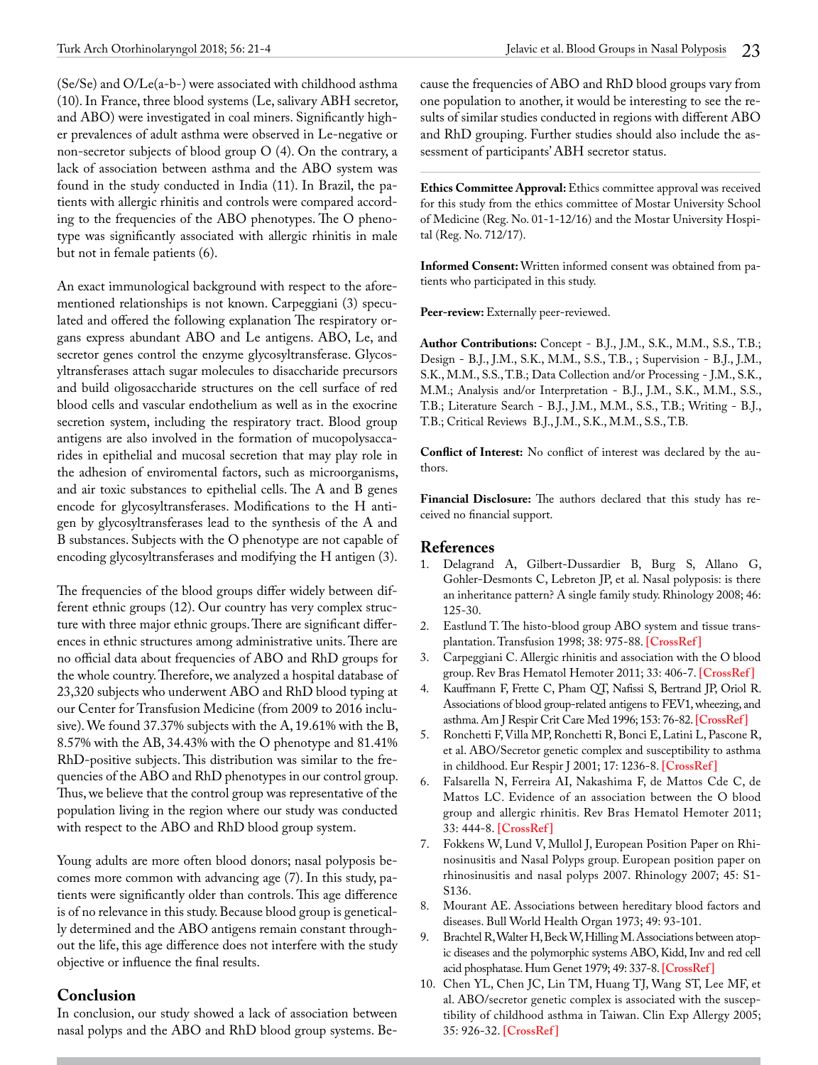(Se/Se) and O/Le(a-b-) were associated with childhood asthma (10). In France, three blood systems (Le, salivary ABH secretor, and ABO) were investigated in coal miners. Significantly higher prevalences of adult asthma were observed in Le-negative or non-secretor subjects of blood group O (4). On the contrary, a lack of association between asthma and the ABO system was found in the study conducted in India (11). In Brazil, the patients with allergic rhinitis and controls were compared according to the frequencies of the ABO phenotypes. The O phenotype was significantly associated with allergic rhinitis in male but not in female patients (6).

An exact immunological background with respect to the aforementioned relationships is not known. Carpeggiani (3) speculated and offered the following explanation The respiratory organs express abundant ABO and Le antigens. ABO, Le, and secretor genes control the enzyme glycosyltransferase. Glycosyltransferases attach sugar molecules to disaccharide precursors and build oligosaccharide structures on the cell surface of red blood cells and vascular endothelium as well as in the exocrine secretion system, including the respiratory tract. Blood group antigens are also involved in the formation of mucopolysaccarides in epithelial and mucosal secretion that may play role in the adhesion of enviromental factors, such as microorganisms, and air toxic substances to epithelial cells. The A and B genes encode for glycosyltransferases. Modifications to the H antigen by glycosyltransferases lead to the synthesis of the A and B substances. Subjects with the O phenotype are not capable of encoding glycosyltransferases and modifying the H antigen (3).

The frequencies of the blood groups differ widely between different ethnic groups (12). Our country has very complex structure with three major ethnic groups. There are significant differences in ethnic structures among administrative units. There are no official data about frequencies of ABO and RhD groups for the whole country. Therefore, we analyzed a hospital database of 23,320 subjects who underwent ABO and RhD blood typing at our Center for Transfusion Medicine (from 2009 to 2016 inclusive). We found 37.37% subjects with the A, 19.61% with the B, 8.57% with the AB, 34.43% with the O phenotype and 81.41% RhD-positive subjects. This distribution was similar to the frequencies of the ABO and RhD phenotypes in our control group. Thus, we believe that the control group was representative of the population living in the region where our study was conducted with respect to the ABO and RhD blood group system.

Young adults are more often blood donors; nasal polyposis becomes more common with advancing age (7). In this study, patients were significantly older than controls. This age difference is of no relevance in this study. Because blood group is genetically determined and the ABO antigens remain constant throughout the life, this age difference does not interfere with the study objective or influence the final results.

## Conclusion

In conclusion, our study showed a lack of association between nasal polyps and the ABO and RhD blood group systems. Because the frequencies of ABO and RhD blood groups vary from one population to another, it would be interesting to see the results of similar studies conducted in regions with different ABO and RhD grouping. Further studies should also include the assessment of participants' ABH secretor status.

**Ethics Committee Approval:** Ethics committee approval was received for this study from the ethics committee of Mostar University School of Medicine (Reg. No. 01-1-12/16) and the Mostar University Hospital (Reg. No. 712/17).

**Informed Consent:** Written informed consent was obtained from patients who participated in this study.

**Peer-review:** Externally peer-reviewed.

**Author Contributions:** Concept - B.J., J.M., S.K., M.M., S.S., T.B.; Design - B.J., J.M., S.K., M.M., S.S., T.B., ; Supervision - B.J., J.M., S.K., M.M., S.S., T.B.; Data Collection and/or Processing - J.M., S.K., M.M.; Analysis and/or Interpretation - B.J., J.M., S.K., M.M., S.S., T.B.; Literature Search - B.J., J.M., M.M., S.S., T.B.; Writing - B.J., T.B.; Critical Reviews B.J., J.M., S.K., M.M., S.S., T.B.

**Conflict of Interest:** No conflict of interest was declared by the authors.

**Financial Disclosure:** The authors declared that this study has received no financial support.

## References

1. Delagrand A, Gilbert-Dussardier B, Burg S, Allano G, Gohler-Desmonts C, Lebreton JP, et al. Nasal polyposis: is there an inheritance pattern? A single family study. Rhinology 2008; 46: 125-30.
2. Eastlund T. The histo-blood group ABO system and tissue transplantation. Transfusion 1998; 38: 975-88. [CrossRef]
3. Carpeggiani C. Allergic rhinitis and association with the O blood group. Rev Bras Hematol Hemoter 2011; 33: 406-7. [CrossRef]
4. Kauffmann F, Frette C, Pham QT, Nafissi S, Bertrand JP, Oriol R. Associations of blood group-related antigens to FEV1, wheezing, and asthma. Am J Respir Crit Care Med 1996; 153: 76-82. [CrossRef]
5. Ronchetti F, Villa MP, Ronchetti R, Bonci E, Latini L, Pascone R, et al. ABO/Secretor genetic complex and susceptibility to asthma in childhood. Eur Respir J 2001; 17: 1236-8. [CrossRef]
6. Falsarella N, Ferreira AI, Nakashima F, de Mattos Cde C, de Mattos LC. Evidence of an association between the O blood group and allergic rhinitis. Rev Bras Hematol Hemoter 2011; 33: 444-8. [CrossRef]
7. Fokkens W, Lund V, Mullol J, European Position Paper on Rhinosinusitis and Nasal Polyps group. European position paper on rhinosinusitis and nasal polyps 2007. Rhinology 2007; 45: S1-S136.
8. Mourant AE. Associations between hereditary blood factors and diseases. Bull World Health Organ 1973; 49: 93-101.
9. Brachtel R, Walter H, Beck W, Hilling M. Associations between atopic diseases and the polymorphic systems ABO, Kidd, Inv and red cell acid phosphatase. Hum Genet 1979; 49: 337-8. [CrossRef]
10. Chen YL, Chen JC, Lin TM, Huang TJ, Wang ST, Lee MF, et al. ABO/secretor genetic complex is associated with the susceptibility of childhood asthma in Taiwan. Clin Exp Allergy 2005; 35: 926-32. [CrossRef]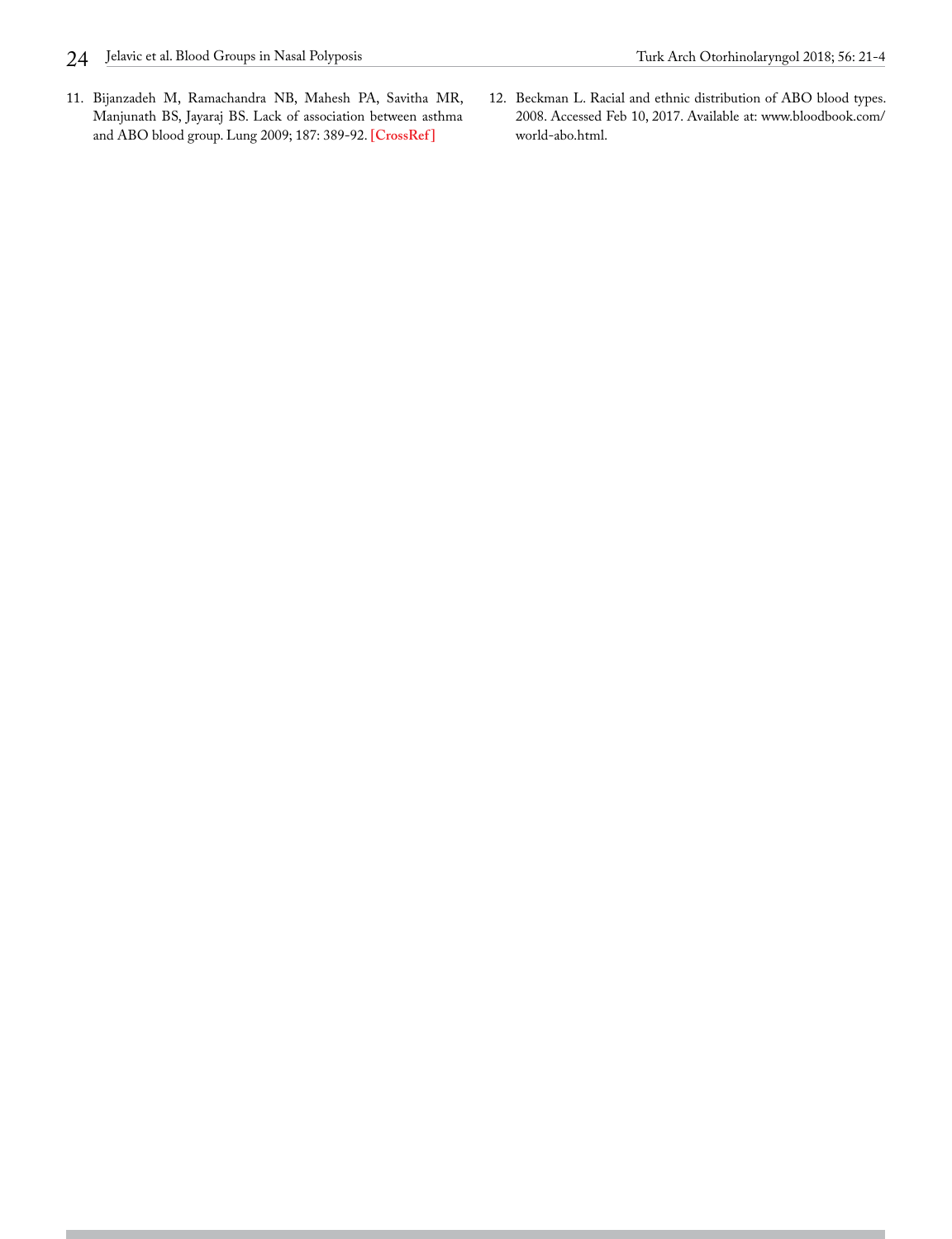11. Bijanzadeh M, Ramachandra NB, Mahesh PA, Savitha MR, Manjunath BS, Jayaraj BS. Lack of association between asthma and ABO blood group. Lung 2009; 187: 389-92. **[CrossRef]**

12. Beckman L. Racial and ethnic distribution of ABO blood types. 2008. Accessed Feb 10, 2017. Available at: www.bloodbook.com/world-abo.html.